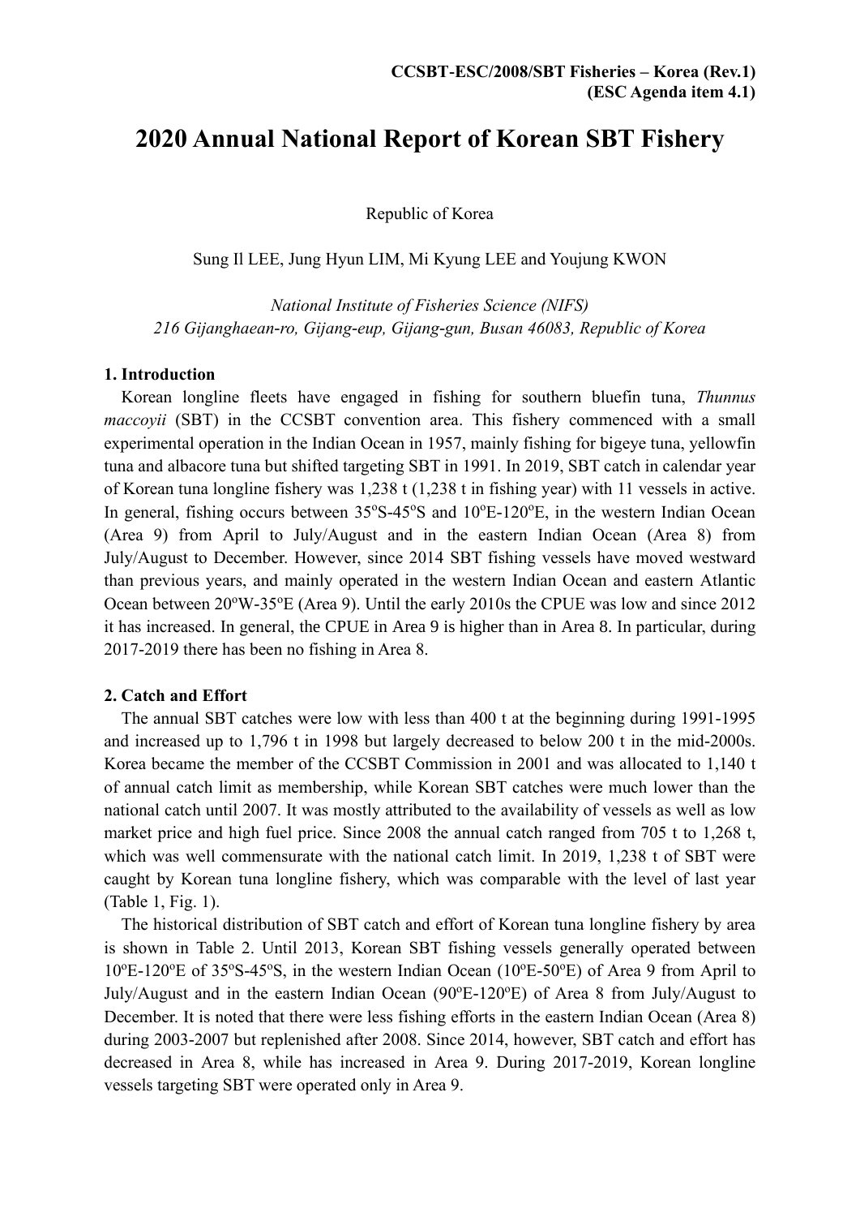CCSBT-ESC/2008/SBT Fisheries – Korea (Rev.1)
(ESC Agenda item 4.1)

# 2020 Annual National Report of Korean SBT Fishery

Republic of Korea

Sung Il LEE, Jung Hyun LIM, Mi Kyung LEE and Youjung KWON

*National Institute of Fisheries Science (NIFS)*
*216 Gijanghaean-ro, Gijang-eup, Gijang-gun, Busan 46083, Republic of Korea*

## 1. Introduction

Korean longline fleets have engaged in fishing for southern bluefin tuna, *Thunnus maccoyii* (SBT) in the CCSBT convention area. This fishery commenced with a small experimental operation in the Indian Ocean in 1957, mainly fishing for bigeye tuna, yellowfin tuna and albacore tuna but shifted targeting SBT in 1991. In 2019, SBT catch in calendar year of Korean tuna longline fishery was 1,238 t (1,238 t in fishing year) with 11 vessels in active. In general, fishing occurs between 35ºS-45ºS and 10ºE-120ºE, in the western Indian Ocean (Area 9) from April to July/August and in the eastern Indian Ocean (Area 8) from July/August to December. However, since 2014 SBT fishing vessels have moved westward than previous years, and mainly operated in the western Indian Ocean and eastern Atlantic Ocean between 20ºW-35ºE (Area 9). Until the early 2010s the CPUE was low and since 2012 it has increased. In general, the CPUE in Area 9 is higher than in Area 8. In particular, during 2017-2019 there has been no fishing in Area 8.

## 2. Catch and Effort

The annual SBT catches were low with less than 400 t at the beginning during 1991-1995 and increased up to 1,796 t in 1998 but largely decreased to below 200 t in the mid-2000s. Korea became the member of the CCSBT Commission in 2001 and was allocated to 1,140 t of annual catch limit as membership, while Korean SBT catches were much lower than the national catch until 2007. It was mostly attributed to the availability of vessels as well as low market price and high fuel price. Since 2008 the annual catch ranged from 705 t to 1,268 t, which was well commensurate with the national catch limit. In 2019, 1,238 t of SBT were caught by Korean tuna longline fishery, which was comparable with the level of last year (Table 1, Fig. 1).

The historical distribution of SBT catch and effort of Korean tuna longline fishery by area is shown in Table 2. Until 2013, Korean SBT fishing vessels generally operated between 10ºE-120ºE of 35ºS-45ºS, in the western Indian Ocean (10ºE-50ºE) of Area 9 from April to July/August and in the eastern Indian Ocean (90ºE-120ºE) of Area 8 from July/August to December. It is noted that there were less fishing efforts in the eastern Indian Ocean (Area 8) during 2003-2007 but replenished after 2008. Since 2014, however, SBT catch and effort has decreased in Area 8, while has increased in Area 9. During 2017-2019, Korean longline vessels targeting SBT were operated only in Area 9.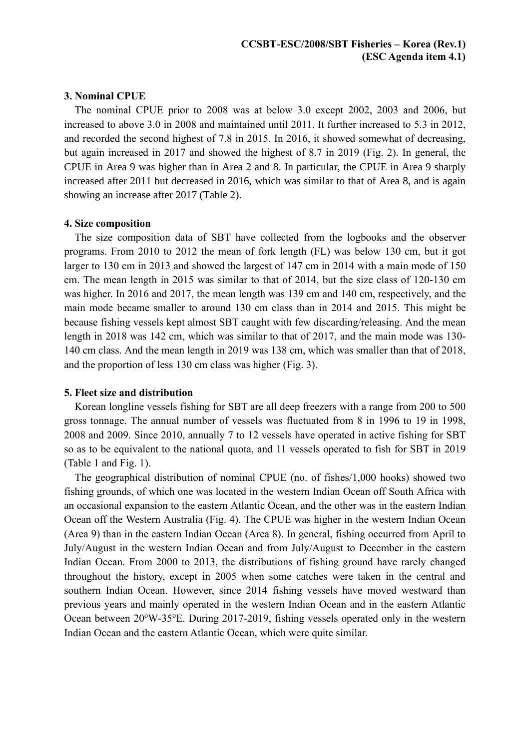## 3. Nominal CPUE

The nominal CPUE prior to 2008 was at below 3.0 except 2002, 2003 and 2006, but increased to above 3.0 in 2008 and maintained until 2011. It further increased to 5.3 in 2012, and recorded the second highest of 7.8 in 2015. In 2016, it showed somewhat of decreasing, but again increased in 2017 and showed the highest of 8.7 in 2019 (Fig. 2). In general, the CPUE in Area 9 was higher than in Area 2 and 8. In particular, the CPUE in Area 9 sharply increased after 2011 but decreased in 2016, which was similar to that of Area 8, and is again showing an increase after 2017 (Table 2).

## 4. Size composition

The size composition data of SBT have collected from the logbooks and the observer programs. From 2010 to 2012 the mean of fork length (FL) was below 130 cm, but it got larger to 130 cm in 2013 and showed the largest of 147 cm in 2014 with a main mode of 150 cm. The mean length in 2015 was similar to that of 2014, but the size class of 120-130 cm was higher. In 2016 and 2017, the mean length was 139 cm and 140 cm, respectively, and the main mode became smaller to around 130 cm class than in 2014 and 2015. This might be because fishing vessels kept almost SBT caught with few discarding/releasing. And the mean length in 2018 was 142 cm, which was similar to that of 2017, and the main mode was 130-140 cm class. And the mean length in 2019 was 138 cm, which was smaller than that of 2018, and the proportion of less 130 cm class was higher (Fig. 3).

## 5. Fleet size and distribution

Korean longline vessels fishing for SBT are all deep freezers with a range from 200 to 500 gross tonnage. The annual number of vessels was fluctuated from 8 in 1996 to 19 in 1998, 2008 and 2009. Since 2010, annually 7 to 12 vessels have operated in active fishing for SBT so as to be equivalent to the national quota, and 11 vessels operated to fish for SBT in 2019 (Table 1 and Fig. 1).

The geographical distribution of nominal CPUE (no. of fishes/1,000 hooks) showed two fishing grounds, of which one was located in the western Indian Ocean off South Africa with an occasional expansion to the eastern Atlantic Ocean, and the other was in the eastern Indian Ocean off the Western Australia (Fig. 4). The CPUE was higher in the western Indian Ocean (Area 9) than in the eastern Indian Ocean (Area 8). In general, fishing occurred from April to July/August in the western Indian Ocean and from July/August to December in the eastern Indian Ocean. From 2000 to 2013, the distributions of fishing ground have rarely changed throughout the history, except in 2005 when some catches were taken in the central and southern Indian Ocean. However, since 2014 fishing vessels have moved westward than previous years and mainly operated in the western Indian Ocean and in the eastern Atlantic Ocean between 20°W-35°E. During 2017-2019, fishing vessels operated only in the western Indian Ocean and the eastern Atlantic Ocean, which were quite similar.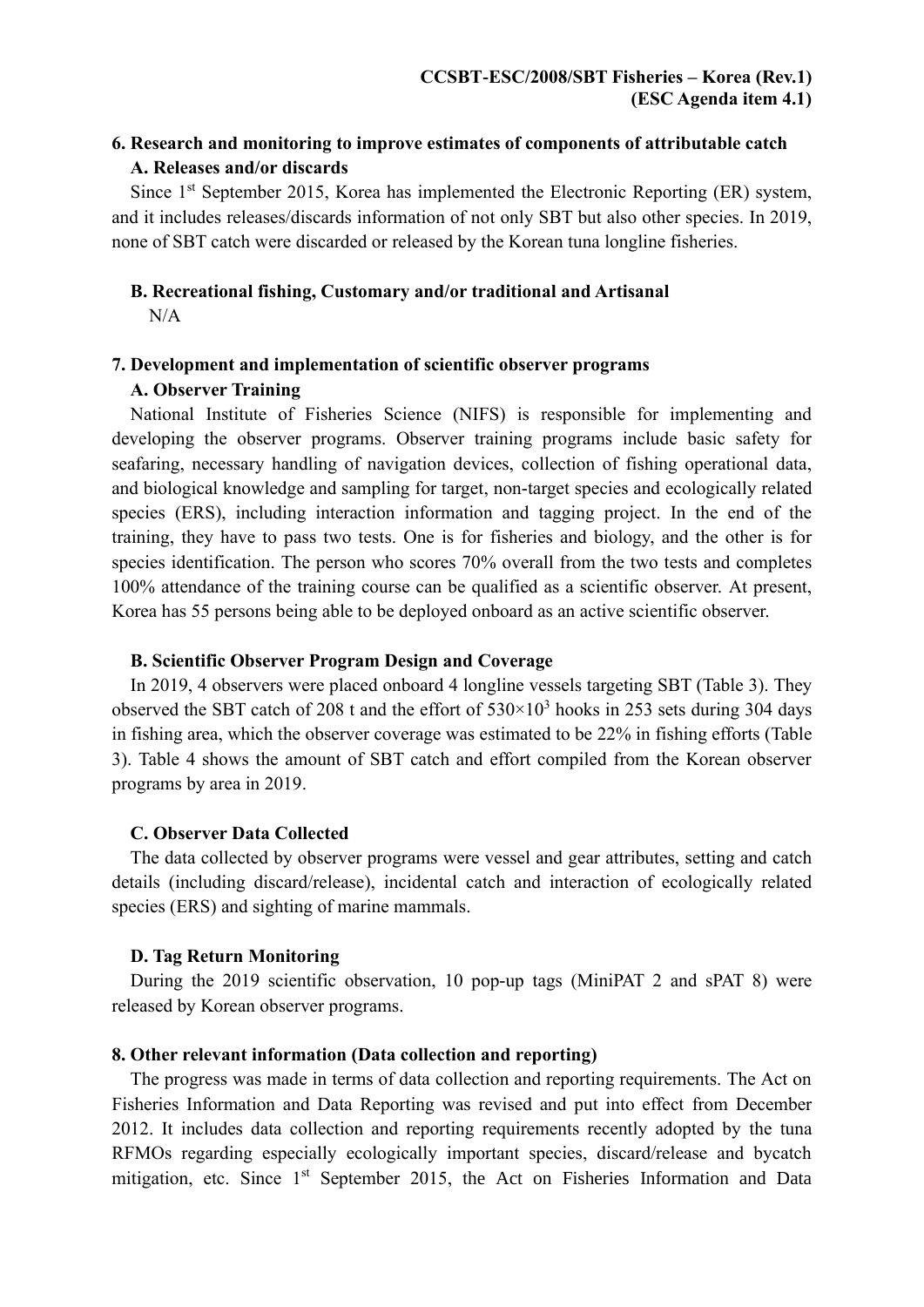## 6. Research and monitoring to improve estimates of components of attributable catch

### A. Releases and/or discards

Since 1st September 2015, Korea has implemented the Electronic Reporting (ER) system, and it includes releases/discards information of not only SBT but also other species. In 2019, none of SBT catch were discarded or released by the Korean tuna longline fisheries.

### B. Recreational fishing, Customary and/or traditional and Artisanal

N/A

## 7. Development and implementation of scientific observer programs

### A. Observer Training

National Institute of Fisheries Science (NIFS) is responsible for implementing and developing the observer programs. Observer training programs include basic safety for seafaring, necessary handling of navigation devices, collection of fishing operational data, and biological knowledge and sampling for target, non-target species and ecologically related species (ERS), including interaction information and tagging project. In the end of the training, they have to pass two tests. One is for fisheries and biology, and the other is for species identification. The person who scores 70% overall from the two tests and completes 100% attendance of the training course can be qualified as a scientific observer. At present, Korea has 55 persons being able to be deployed onboard as an active scientific observer.

### B. Scientific Observer Program Design and Coverage

In 2019, 4 observers were placed onboard 4 longline vessels targeting SBT (Table 3). They observed the SBT catch of 208 t and the effort of $530 \times 10^3$ hooks in 253 sets during 304 days in fishing area, which the observer coverage was estimated to be 22% in fishing efforts (Table 3). Table 4 shows the amount of SBT catch and effort compiled from the Korean observer programs by area in 2019.

### C. Observer Data Collected

The data collected by observer programs were vessel and gear attributes, setting and catch details (including discard/release), incidental catch and interaction of ecologically related species (ERS) and sighting of marine mammals.

### D. Tag Return Monitoring

During the 2019 scientific observation, 10 pop-up tags (MiniPAT 2 and sPAT 8) were released by Korean observer programs.

## 8. Other relevant information (Data collection and reporting)

The progress was made in terms of data collection and reporting requirements. The Act on Fisheries Information and Data Reporting was revised and put into effect from December 2012. It includes data collection and reporting requirements recently adopted by the tuna RFMOs regarding especially ecologically important species, discard/release and bycatch mitigation, etc. Since 1st September 2015, the Act on Fisheries Information and Data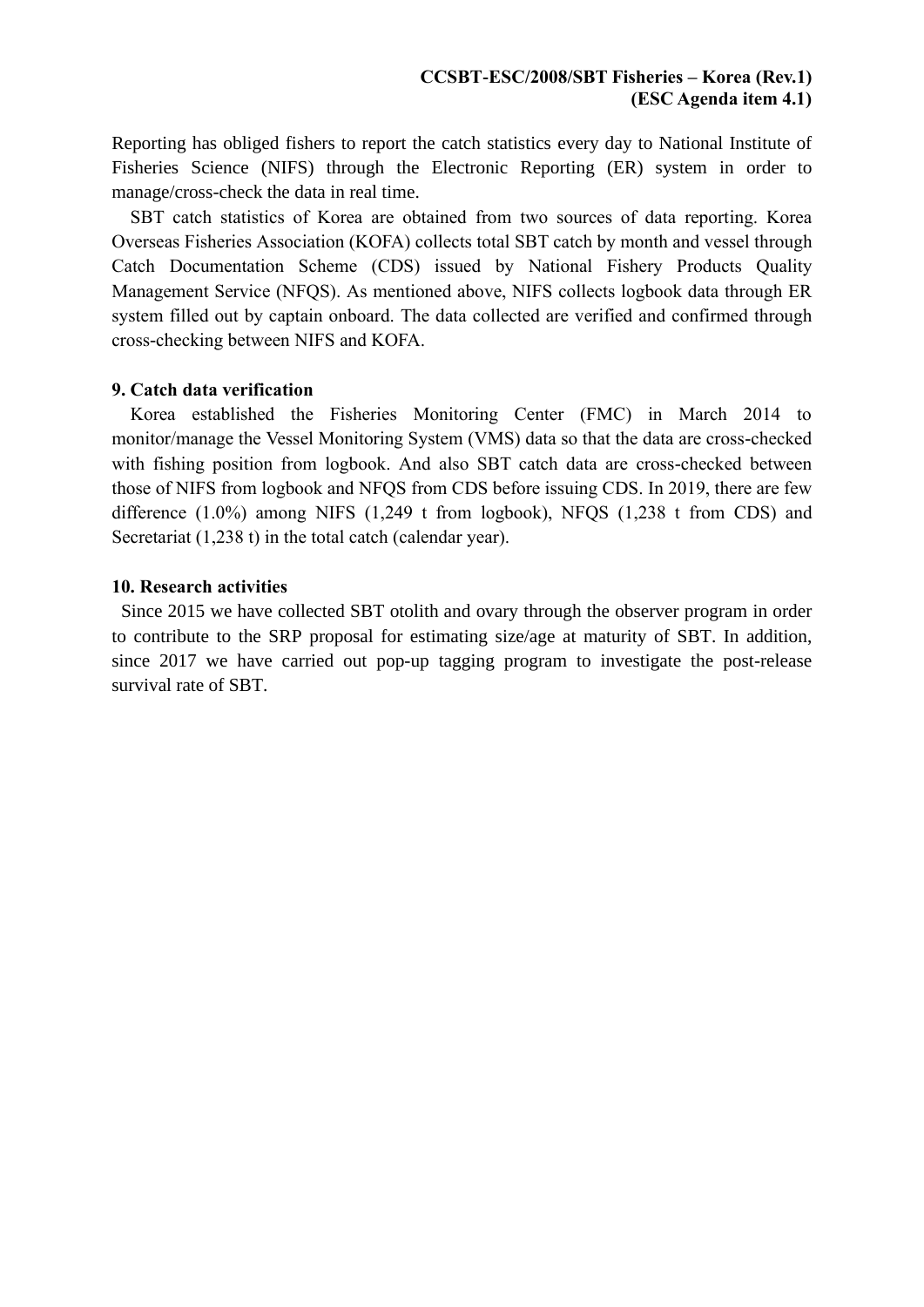Reporting has obliged fishers to report the catch statistics every day to National Institute of Fisheries Science (NIFS) through the Electronic Reporting (ER) system in order to manage/cross-check the data in real time.

SBT catch statistics of Korea are obtained from two sources of data reporting. Korea Overseas Fisheries Association (KOFA) collects total SBT catch by month and vessel through Catch Documentation Scheme (CDS) issued by National Fishery Products Quality Management Service (NFQS). As mentioned above, NIFS collects logbook data through ER system filled out by captain onboard. The data collected are verified and confirmed through cross-checking between NIFS and KOFA.

## 9. Catch data verification

Korea established the Fisheries Monitoring Center (FMC) in March 2014 to monitor/manage the Vessel Monitoring System (VMS) data so that the data are cross-checked with fishing position from logbook. And also SBT catch data are cross-checked between those of NIFS from logbook and NFQS from CDS before issuing CDS. In 2019, there are few difference (1.0%) among NIFS (1,249 t from logbook), NFQS (1,238 t from CDS) and Secretariat (1,238 t) in the total catch (calendar year).

## 10. Research activities

Since 2015 we have collected SBT otolith and ovary through the observer program in order to contribute to the SRP proposal for estimating size/age at maturity of SBT. In addition, since 2017 we have carried out pop-up tagging program to investigate the post-release survival rate of SBT.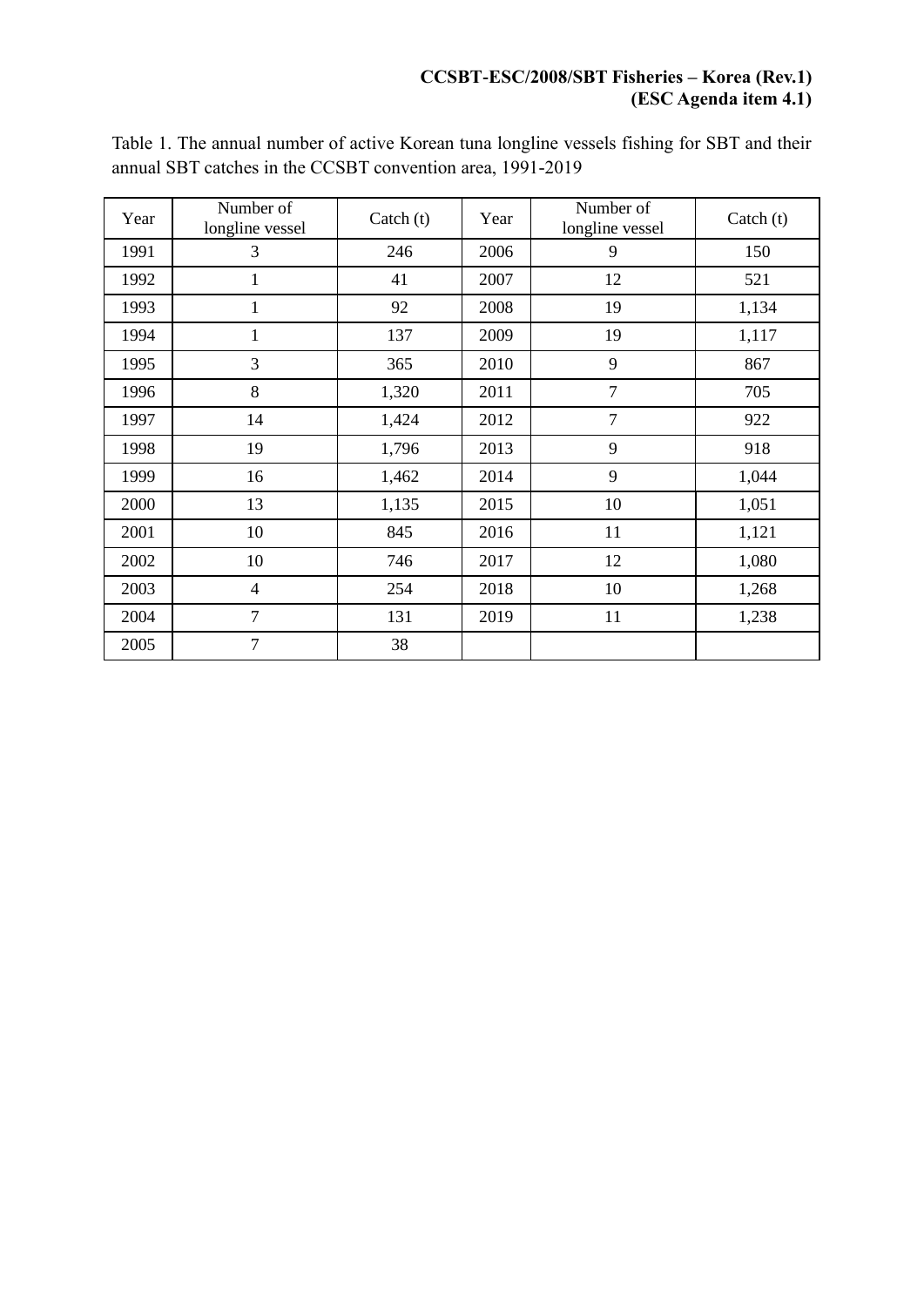Table 1. The annual number of active Korean tuna longline vessels fishing for SBT and their annual SBT catches in the CCSBT convention area, 1991-2019

| Year | Number of longline vessel | Catch (t) | Year | Number of longline vessel | Catch (t) |
|---|---|---|---|---|---|
| 1991 | 3 | 246 | 2006 | 9 | 150 |
| 1992 | 1 | 41 | 2007 | 12 | 521 |
| 1993 | 1 | 92 | 2008 | 19 | 1,134 |
| 1994 | 1 | 137 | 2009 | 19 | 1,117 |
| 1995 | 3 | 365 | 2010 | 9 | 867 |
| 1996 | 8 | 1,320 | 2011 | 7 | 705 |
| 1997 | 14 | 1,424 | 2012 | 7 | 922 |
| 1998 | 19 | 1,796 | 2013 | 9 | 918 |
| 1999 | 16 | 1,462 | 2014 | 9 | 1,044 |
| 2000 | 13 | 1,135 | 2015 | 10 | 1,051 |
| 2001 | 10 | 845 | 2016 | 11 | 1,121 |
| 2002 | 10 | 746 | 2017 | 12 | 1,080 |
| 2003 | 4 | 254 | 2018 | 10 | 1,268 |
| 2004 | 7 | 131 | 2019 | 11 | 1,238 |
| 2005 | 7 | 38 | | | |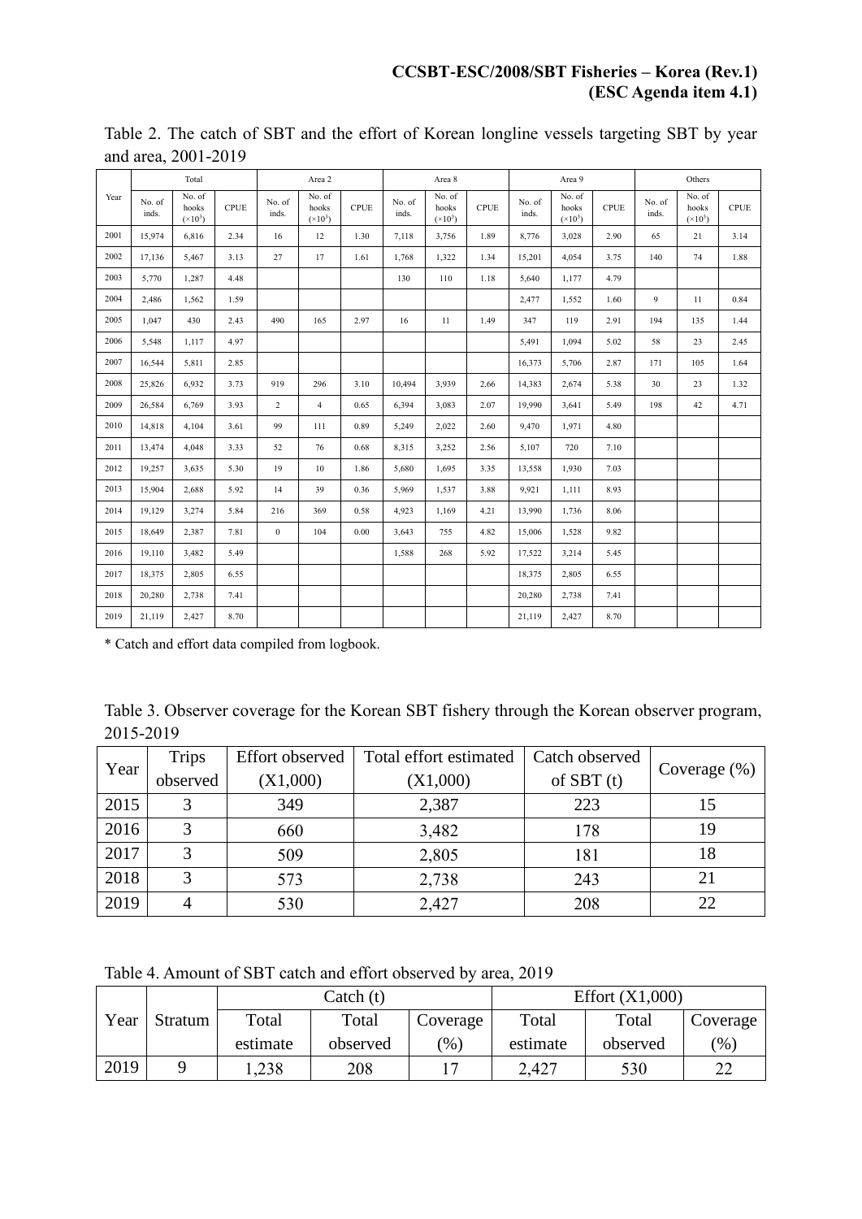**CCSBT-ESC/2008/SBT Fisheries – Korea (Rev.1)**
**(ESC Agenda item 4.1)**

Table 2. The catch of SBT and the effort of Korean longline vessels targeting SBT by year and area, 2001-2019

| Year | Total | | | Area 2 | | | Area 8 | | | Area 9 | | | Others | | |
|---|---|---|---|---|---|---|---|---|---|---|---|---|---|---|---|
| | No. of inds. | No. of hooks ($\times10^3$) | CPUE | No. of inds. | No. of hooks ($\times10^3$) | CPUE | No. of inds. | No. of hooks ($\times10^3$) | CPUE | No. of inds. | No. of hooks ($\times10^3$) | CPUE | No. of inds. | No. of hooks ($\times10^3$) | CPUE |
| 2001 | 15,974 | 6,816 | 2.34 | 16 | 12 | 1.30 | 7,118 | 3,756 | 1.89 | 8,776 | 3,028 | 2.90 | 65 | 21 | 3.14 |
| 2002 | 17,136 | 5,467 | 3.13 | 27 | 17 | 1.61 | 1,768 | 1,322 | 1.34 | 15,201 | 4,054 | 3.75 | 140 | 74 | 1.88 |
| 2003 | 5,770 | 1,287 | 4.48 | | | | 130 | 110 | 1.18 | 5,640 | 1,177 | 4.79 | | | |
| 2004 | 2,486 | 1,562 | 1.59 | | | | | | | 2,477 | 1,552 | 1.60 | 9 | 11 | 0.84 |
| 2005 | 1,047 | 430 | 2.43 | 490 | 165 | 2.97 | 16 | 11 | 1.49 | 347 | 119 | 2.91 | 194 | 135 | 1.44 |
| 2006 | 5,548 | 1,117 | 4.97 | | | | | | | 5,491 | 1,094 | 5.02 | 58 | 23 | 2.45 |
| 2007 | 16,544 | 5,811 | 2.85 | | | | | | | 16,373 | 5,706 | 2.87 | 171 | 105 | 1.64 |
| 2008 | 25,826 | 6,932 | 3.73 | 919 | 296 | 3.10 | 10,494 | 3,939 | 2.66 | 14,383 | 2,674 | 5.38 | 30 | 23 | 1.32 |
| 2009 | 26,584 | 6,769 | 3.93 | 2 | 4 | 0.65 | 6,394 | 3,083 | 2.07 | 19,990 | 3,641 | 5.49 | 198 | 42 | 4.71 |
| 2010 | 14,818 | 4,104 | 3.61 | 99 | 111 | 0.89 | 5,249 | 2,022 | 2.60 | 9,470 | 1,971 | 4.80 | | | |
| 2011 | 13,474 | 4,048 | 3.33 | 52 | 76 | 0.68 | 8,315 | 3,252 | 2.56 | 5,107 | 720 | 7.10 | | | |
| 2012 | 19,257 | 3,635 | 5.30 | 19 | 10 | 1.86 | 5,680 | 1,695 | 3.35 | 13,558 | 1,930 | 7.03 | | | |
| 2013 | 15,904 | 2,688 | 5.92 | 14 | 39 | 0.36 | 5,969 | 1,537 | 3.88 | 9,921 | 1,111 | 8.93 | | | |
| 2014 | 19,129 | 3,274 | 5.84 | 216 | 369 | 0.58 | 4,923 | 1,169 | 4.21 | 13,990 | 1,736 | 8.06 | | | |
| 2015 | 18,649 | 2,387 | 7.81 | 0 | 104 | 0.00 | 3,643 | 755 | 4.82 | 15,006 | 1,528 | 9.82 | | | |
| 2016 | 19,110 | 3,482 | 5.49 | | | | 1,588 | 268 | 5.92 | 17,522 | 3,214 | 5.45 | | | |
| 2017 | 18,375 | 2,805 | 6.55 | | | | | | | 18,375 | 2,805 | 6.55 | | | |
| 2018 | 20,280 | 2,738 | 7.41 | | | | | | | 20,280 | 2,738 | 7.41 | | | |
| 2019 | 21,119 | 2,427 | 8.70 | | | | | | | 21,119 | 2,427 | 8.70 | | | |

* Catch and effort data compiled from logbook.

Table 3. Observer coverage for the Korean SBT fishery through the Korean observer program, 2015-2019

| Year | Trips observed | Effort observed (X1,000) | Total effort estimated (X1,000) | Catch observed of SBT (t) | Coverage (%) |
|---|---|---|---|---|---|
| 2015 | 3 | 349 | 2,387 | 223 | 15 |
| 2016 | 3 | 660 | 3,482 | 178 | 19 |
| 2017 | 3 | 509 | 2,805 | 181 | 18 |
| 2018 | 3 | 573 | 2,738 | 243 | 21 |
| 2019 | 4 | 530 | 2,427 | 208 | 22 |

Table 4. Amount of SBT catch and effort observed by area, 2019

| Year | Stratum | Catch (t) | | | Effort (X1,000) | | |
|---|---|---|---|---|---|---|---|
| | | Total estimate | Total observed | Coverage (%) | Total estimate | Total observed | Coverage (%) |
| 2019 | 9 | 1,238 | 208 | 17 | 2,427 | 530 | 22 |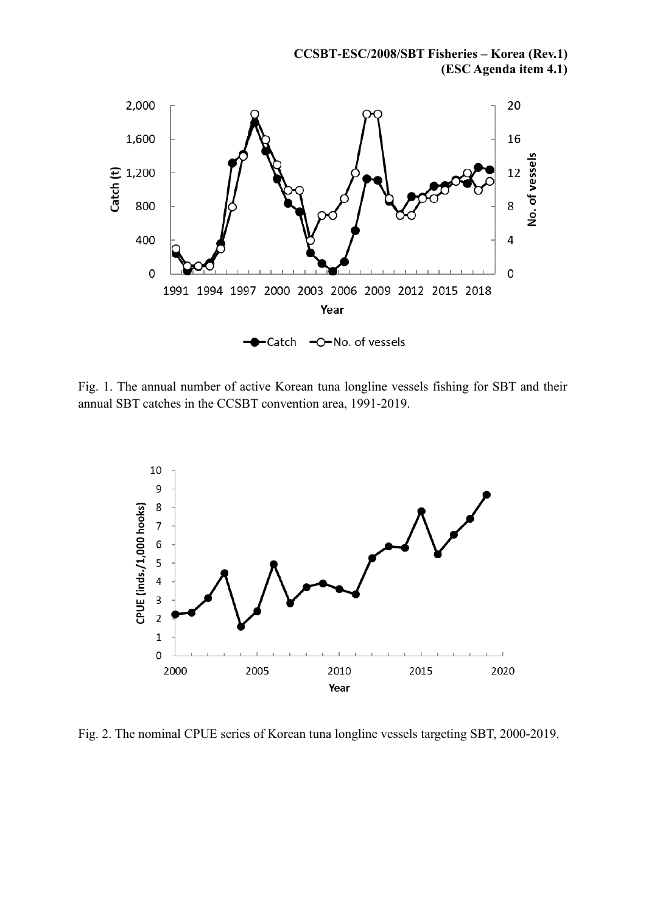Fig. 1. The annual number of active Korean tuna longline vessels fishing for SBT and their annual SBT catches in the CCSBT convention area, 1991-2019.

Fig. 2. The nominal CPUE series of Korean tuna longline vessels targeting SBT, 2000-2019.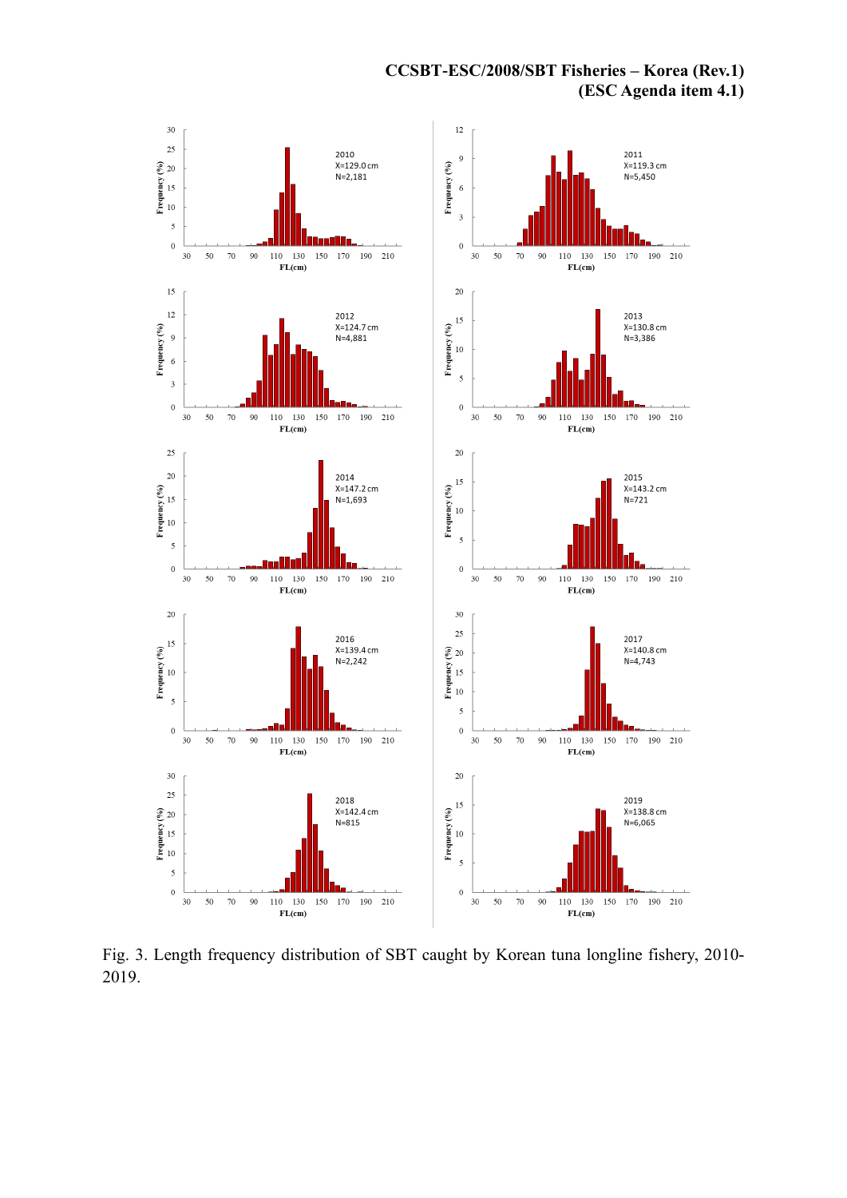Fig. 3. Length frequency distribution of SBT caught by Korean tuna longline fishery, 2010-2019.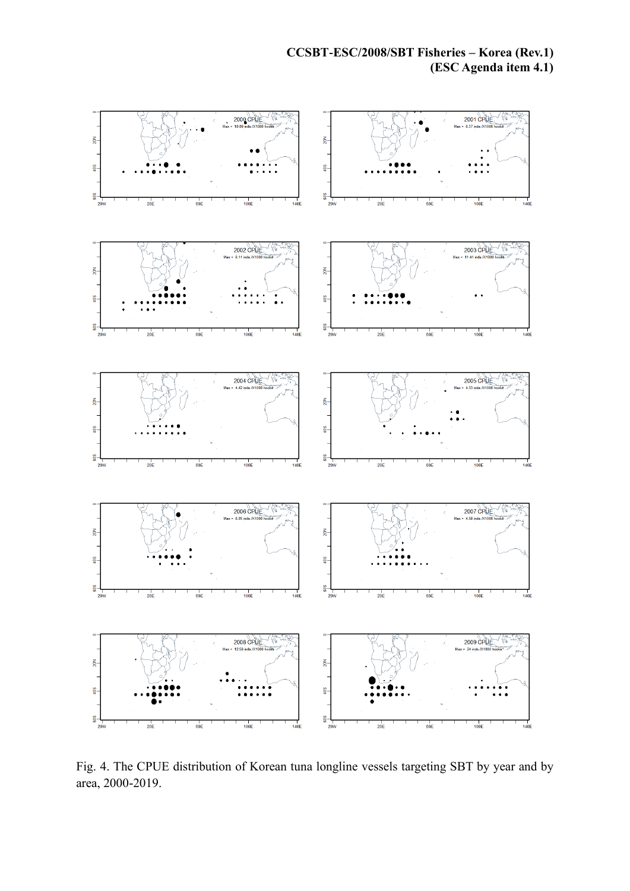Fig. 4. The CPUE distribution of Korean tuna longline vessels targeting SBT by year and by area, 2000-2019.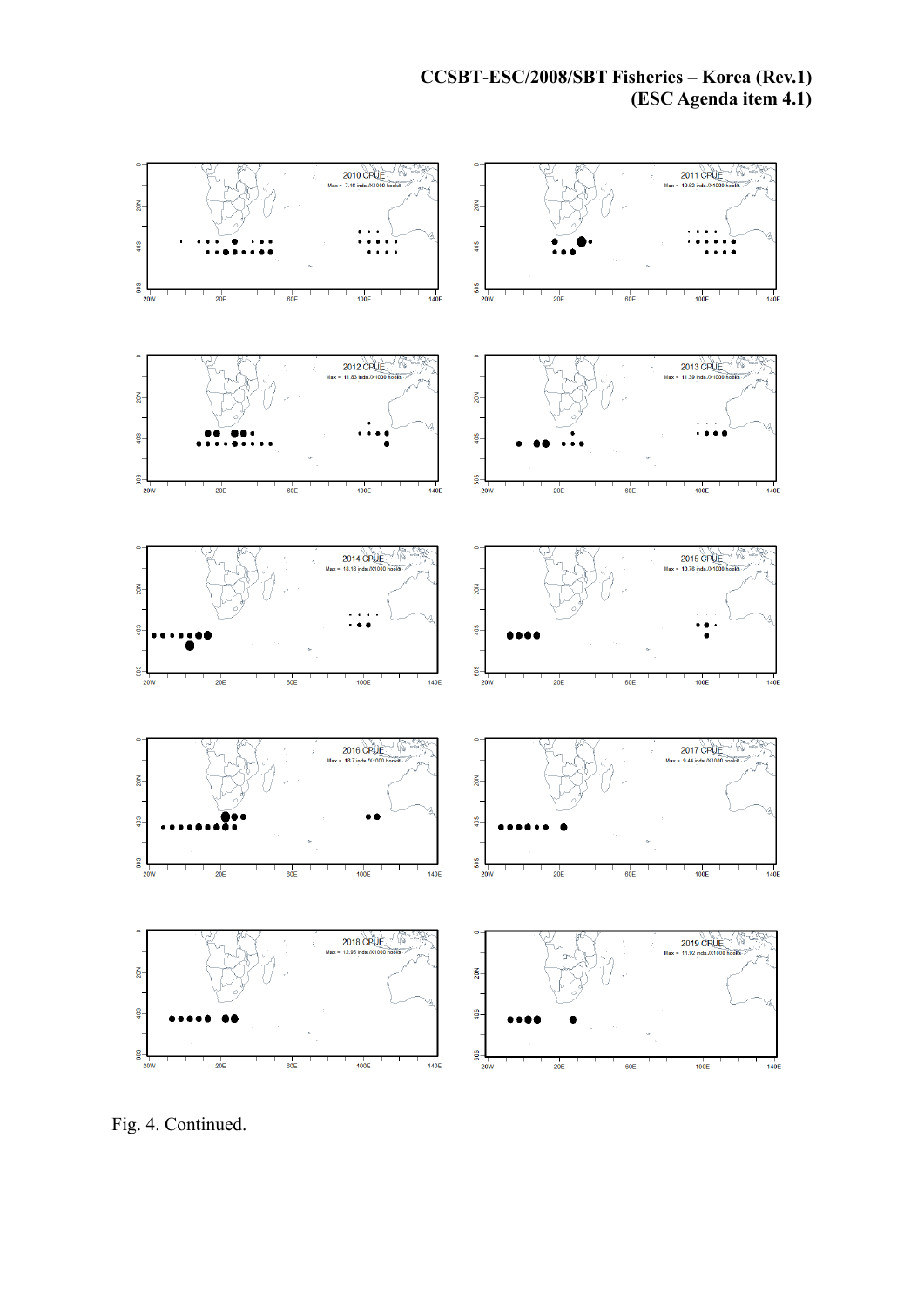2010 CPUE
Max = 7.16 inds./X1000 hooks

2011 CPUE
Max = 19.82 inds./X1000 hooks

2012 CPUE
Max = 11.83 inds./X1000 hooks

2013 CPUE
Max = 11.39 inds./X1000 hooks

2014 CPUE
Max = 18.18 inds./X1000 hooks

2015 CPUE
Max = 10.78 inds./X1000 hooks

2016 CPUE
Max = 18.7 inds./X1000 hooks

2017 CPUE
Max = 9.44 inds./X1000 hooks

2018 CPUE
Max = 12.95 inds./X1000 hooks

2019 CPUE
Max = 11.92 inds./X1000 hooks

0, 20N, 40S, 60S
20W, 20E, 60E, 100E, 140E

Fig. 4. Continued.